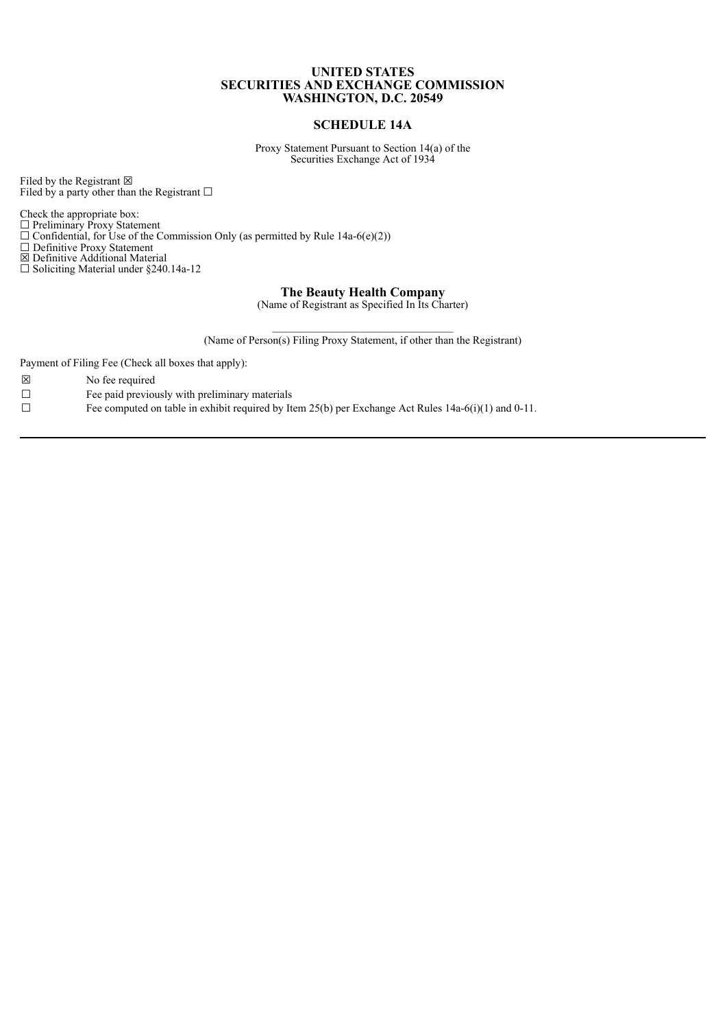**UNITED STATES**
**SECURITIES AND EXCHANGE COMMISSION**
**WASHINGTON, D.C. 20549**

**SCHEDULE 14A**

Proxy Statement Pursuant to Section 14(a) of the
Securities Exchange Act of 1934

Filed by the Registrant ☒
Filed by a party other than the Registrant ☐

Check the appropriate box:
☐ Preliminary Proxy Statement
☐ Confidential, for Use of the Commission Only (as permitted by Rule 14a-6(e)(2))
☐ Definitive Proxy Statement
☒ Definitive Additional Material
☐ Soliciting Material under §240.14a-12

**The Beauty Health Company**
(Name of Registrant as Specified In Its Charter)

\_\_\_\_\_\_\_\_\_\_\_\_\_\_\_\_\_\_\_\_\_\_\_\_\_\_\_\_\_\_\_\_
(Name of Person(s) Filing Proxy Statement, if other than the Registrant)

Payment of Filing Fee (Check all boxes that apply):

☒ No fee required
☐ Fee paid previously with preliminary materials
☐ Fee computed on table in exhibit required by Item 25(b) per Exchange Act Rules 14a-6(i)(1) and 0-11.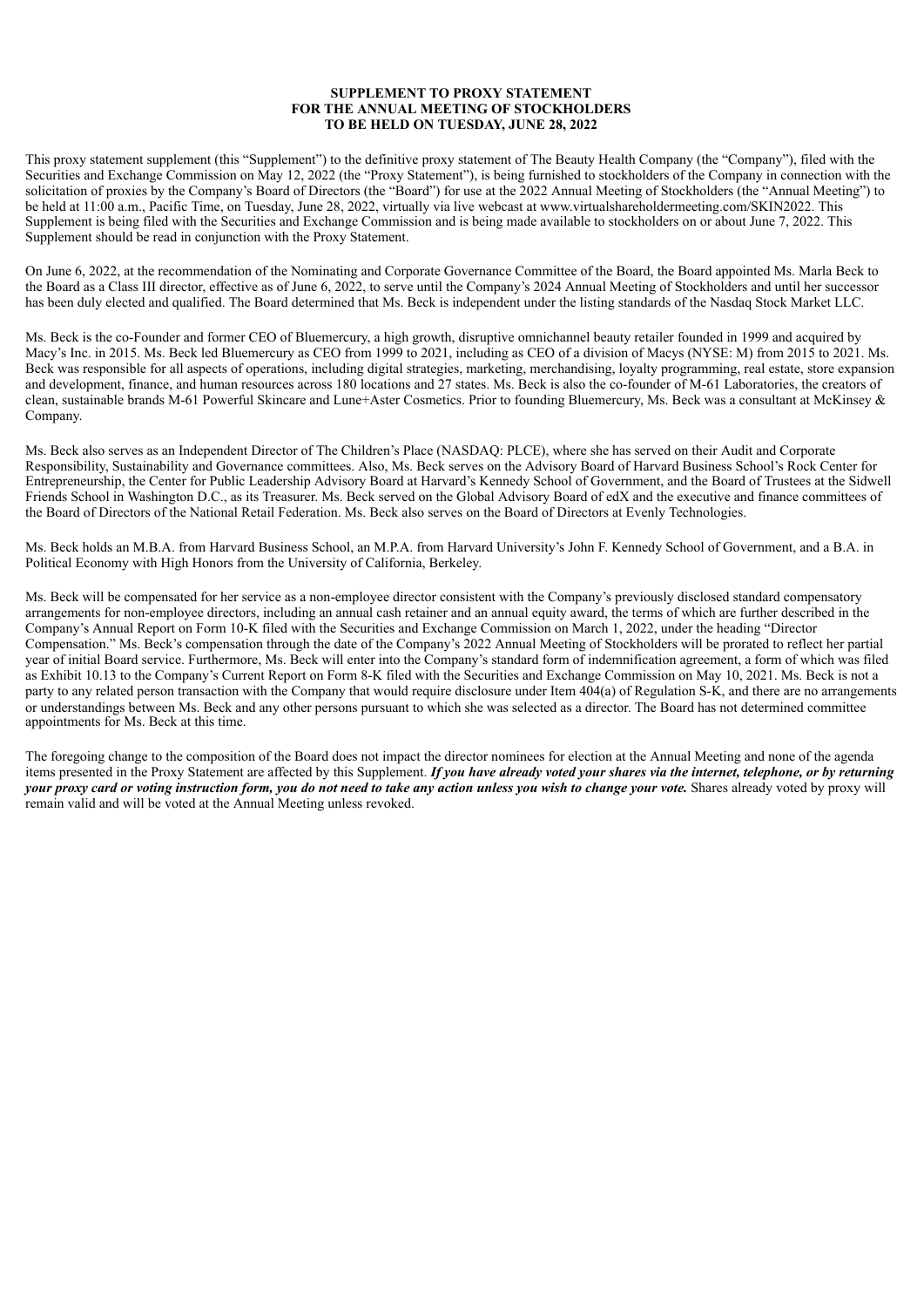**SUPPLEMENT TO PROXY STATEMENT**
**FOR THE ANNUAL MEETING OF STOCKHOLDERS**
**TO BE HELD ON TUESDAY, JUNE 28, 2022**

This proxy statement supplement (this "Supplement") to the definitive proxy statement of The Beauty Health Company (the "Company"), filed with the Securities and Exchange Commission on May 12, 2022 (the "Proxy Statement"), is being furnished to stockholders of the Company in connection with the solicitation of proxies by the Company's Board of Directors (the "Board") for use at the 2022 Annual Meeting of Stockholders (the "Annual Meeting") to be held at 11:00 a.m., Pacific Time, on Tuesday, June 28, 2022, virtually via live webcast at www.virtualshareholdermeeting.com/SKIN2022. This Supplement is being filed with the Securities and Exchange Commission and is being made available to stockholders on or about June 7, 2022. This Supplement should be read in conjunction with the Proxy Statement.

On June 6, 2022, at the recommendation of the Nominating and Corporate Governance Committee of the Board, the Board appointed Ms. Marla Beck to the Board as a Class III director, effective as of June 6, 2022, to serve until the Company's 2024 Annual Meeting of Stockholders and until her successor has been duly elected and qualified. The Board determined that Ms. Beck is independent under the listing standards of the Nasdaq Stock Market LLC.

Ms. Beck is the co-Founder and former CEO of Bluemercury, a high growth, disruptive omnichannel beauty retailer founded in 1999 and acquired by Macy's Inc. in 2015. Ms. Beck led Bluemercury as CEO from 1999 to 2021, including as CEO of a division of Macys (NYSE: M) from 2015 to 2021. Ms. Beck was responsible for all aspects of operations, including digital strategies, marketing, merchandising, loyalty programming, real estate, store expansion and development, finance, and human resources across 180 locations and 27 states. Ms. Beck is also the co-founder of M-61 Laboratories, the creators of clean, sustainable brands M-61 Powerful Skincare and Lune+Aster Cosmetics. Prior to founding Bluemercury, Ms. Beck was a consultant at McKinsey & Company.

Ms. Beck also serves as an Independent Director of The Children's Place (NASDAQ: PLCE), where she has served on their Audit and Corporate Responsibility, Sustainability and Governance committees. Also, Ms. Beck serves on the Advisory Board of Harvard Business School's Rock Center for Entrepreneurship, the Center for Public Leadership Advisory Board at Harvard's Kennedy School of Government, and the Board of Trustees at the Sidwell Friends School in Washington D.C., as its Treasurer. Ms. Beck served on the Global Advisory Board of edX and the executive and finance committees of the Board of Directors of the National Retail Federation. Ms. Beck also serves on the Board of Directors at Evenly Technologies.

Ms. Beck holds an M.B.A. from Harvard Business School, an M.P.A. from Harvard University's John F. Kennedy School of Government, and a B.A. in Political Economy with High Honors from the University of California, Berkeley.

Ms. Beck will be compensated for her service as a non-employee director consistent with the Company's previously disclosed standard compensatory arrangements for non-employee directors, including an annual cash retainer and an annual equity award, the terms of which are further described in the Company's Annual Report on Form 10-K filed with the Securities and Exchange Commission on March 1, 2022, under the heading "Director Compensation." Ms. Beck's compensation through the date of the Company's 2022 Annual Meeting of Stockholders will be prorated to reflect her partial year of initial Board service. Furthermore, Ms. Beck will enter into the Company's standard form of indemnification agreement, a form of which was filed as Exhibit 10.13 to the Company's Current Report on Form 8-K filed with the Securities and Exchange Commission on May 10, 2021. Ms. Beck is not a party to any related person transaction with the Company that would require disclosure under Item 404(a) of Regulation S-K, and there are no arrangements or understandings between Ms. Beck and any other persons pursuant to which she was selected as a director. The Board has not determined committee appointments for Ms. Beck at this time.

The foregoing change to the composition of the Board does not impact the director nominees for election at the Annual Meeting and none of the agenda items presented in the Proxy Statement are affected by this Supplement. ***If you have already voted your shares via the internet, telephone, or by returning your proxy card or voting instruction form, you do not need to take any action unless you wish to change your vote.*** Shares already voted by proxy will remain valid and will be voted at the Annual Meeting unless revoked.